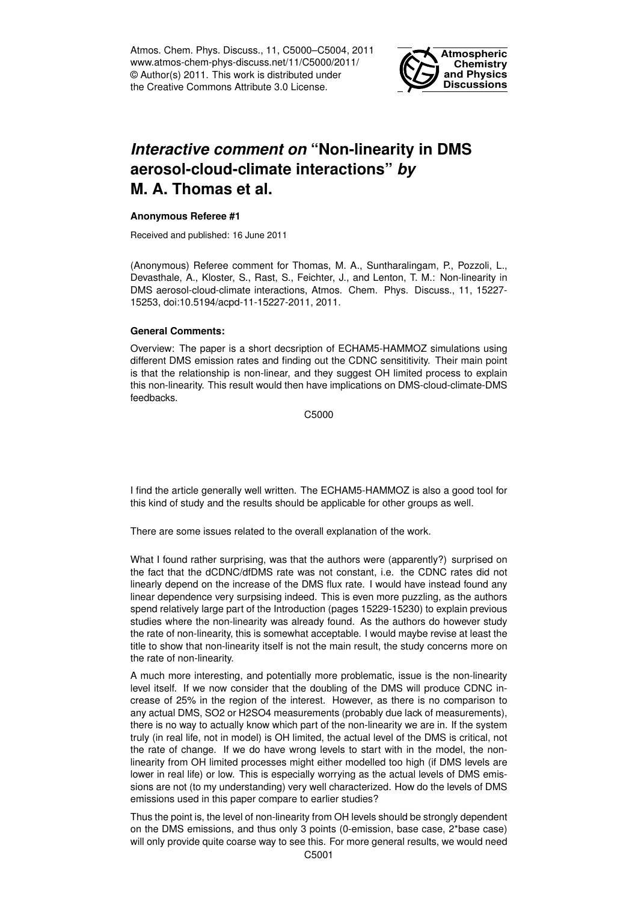Atmos. Chem. Phys. Discuss., 11, C5000–C5004, 2011
www.atmos-chem-phys-discuss.net/11/C5000/2011/
© Author(s) 2011. This work is distributed under
the Creative Commons Attribute 3.0 License.

# *Interactive comment on* "Non-linearity in DMS aerosol-cloud-climate interactions" *by* M. A. Thomas et al.

**Anonymous Referee #1**

Received and published: 16 June 2011

(Anonymous) Referee comment for Thomas, M. A., Suntharalingam, P., Pozzoli, L., Devasthale, A., Kloster, S., Rast, S., Feichter, J., and Lenton, T. M.: Non-linearity in DMS aerosol-cloud-climate interactions, Atmos. Chem. Phys. Discuss., 11, 15227-15253, doi:10.5194/acpd-11-15227-2011, 2011.

**General Comments:**

Overview: The paper is a short decsription of ECHAM5-HAMMOZ simulations using different DMS emission rates and finding out the CDNC sensititivity. Their main point is that the relationship is non-linear, and they suggest OH limited process to explain this non-linearity. This result would then have implications on DMS-cloud-climate-DMS feedbacks.

I find the article generally well written. The ECHAM5-HAMMOZ is also a good tool for this kind of study and the results should be applicable for other groups as well.

There are some issues related to the overall explanation of the work.

What I found rather surprising, was that the authors were (apparently?) surprised on the fact that the dCDNC/dfDMS rate was not constant, i.e. the CDNC rates did not linearly depend on the increase of the DMS flux rate. I would have instead found any linear dependence very surpsising indeed. This is even more puzzling, as the authors spend relatively large part of the Introduction (pages 15229-15230) to explain previous studies where the non-linearity was already found. As the authors do however study the rate of non-linearity, this is somewhat acceptable. I would maybe revise at least the title to show that non-linearity itself is not the main result, the study concerns more on the rate of non-linearity.

A much more interesting, and potentially more problematic, issue is the non-linearity level itself. If we now consider that the doubling of the DMS will produce CDNC increase of 25% in the region of the interest. However, as there is no comparison to any actual DMS, $SO_2$ or $H_2SO_4$ measurements (probably due lack of measurements), there is no way to actually know which part of the non-linearity we are in. If the system truly (in real life, not in model) is OH limited, the actual level of the DMS is critical, not the rate of change. If we do have wrong levels to start with in the model, the non-linearity from OH limited processes might either modelled too high (if DMS levels are lower in real life) or low. This is especially worrying as the actual levels of DMS emissions are not (to my understanding) very well characterized. How do the levels of DMS emissions used in this paper compare to earlier studies?

Thus the point is, the level of non-linearity from OH levels should be strongly dependent on the DMS emissions, and thus only 3 points (0-emission, base case, 2*base case) will only provide quite coarse way to see this. For more general results, we would need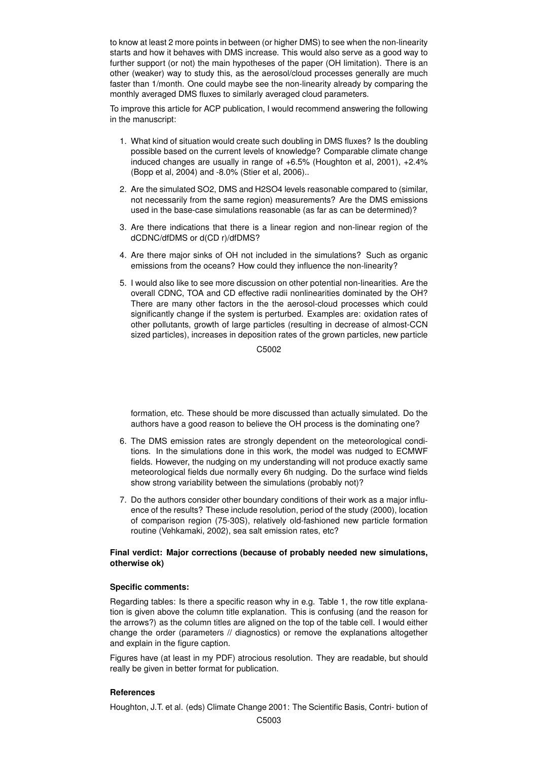to know at least 2 more points in between (or higher DMS) to see when the non-linearity starts and how it behaves with DMS increase. This would also serve as a good way to further support (or not) the main hypotheses of the paper (OH limitation). There is an other (weaker) way to study this, as the aerosol/cloud processes generally are much faster than 1/month. One could maybe see the non-linearity already by comparing the monthly averaged DMS fluxes to similarly averaged cloud parameters.

To improve this article for ACP publication, I would recommend answering the following in the manuscript:

1. What kind of situation would create such doubling in DMS fluxes? Is the doubling possible based on the current levels of knowledge? Comparable climate change induced changes are usually in range of +6.5% (Houghton et al, 2001), +2.4% (Bopp et al, 2004) and -8.0% (Stier et al, 2006)..
2. Are the simulated $SO_2$, DMS and $H_2SO_4$ levels reasonable compared to (similar, not necessarily from the same region) measurements? Are the DMS emissions used in the base-case simulations reasonable (as far as can be determined)?
3. Are there indications that there is a linear region and non-linear region of the dCDNC/dfDMS or d(CD r)/dfDMS?
4. Are there major sinks of OH not included in the simulations? Such as organic emissions from the oceans? How could they influence the non-linearity?
5. I would also like to see more discussion on other potential non-linearities. Are the overall CDNC, TOA and CD effective radii nonlinearities dominated by the OH? There are many other factors in the the aerosol-cloud processes which could significantly change if the system is perturbed. Examples are: oxidation rates of other pollutants, growth of large particles (resulting in decrease of almost-CCN sized particles), increases in deposition rates of the grown particles, new particle formation, etc. These should be more discussed than actually simulated. Do the authors have a good reason to believe the OH process is the dominating one?
6. The DMS emission rates are strongly dependent on the meteorological conditions. In the simulations done in this work, the model was nudged to ECMWF fields. However, the nudging on my understanding will not produce exactly same meteorological fields due normally every 6h nudging. Do the surface wind fields show strong variability between the simulations (probably not)?
7. Do the authors consider other boundary conditions of their work as a major influence of the results? These include resolution, period of the study (2000), location of comparison region (75-30S), relatively old-fashioned new particle formation routine (Vehkamaki, 2002), sea salt emission rates, etc?

**Final verdict: Major corrections (because of probably needed new simulations, otherwise ok)**

**Specific comments:**

Regarding tables: Is there a specific reason why in e.g. Table 1, the row title explanation is given above the column title explanation. This is confusing (and the reason for the arrows?) as the column titles are aligned on the top of the table cell. I would either change the order (parameters // diagnostics) or remove the explanations altogether and explain in the figure caption.

Figures have (at least in my PDF) atrocious resolution. They are readable, but should really be given in better format for publication.

**References**

Houghton, J.T. et al. (eds) Climate Change 2001: The Scientific Basis, Contri- bution of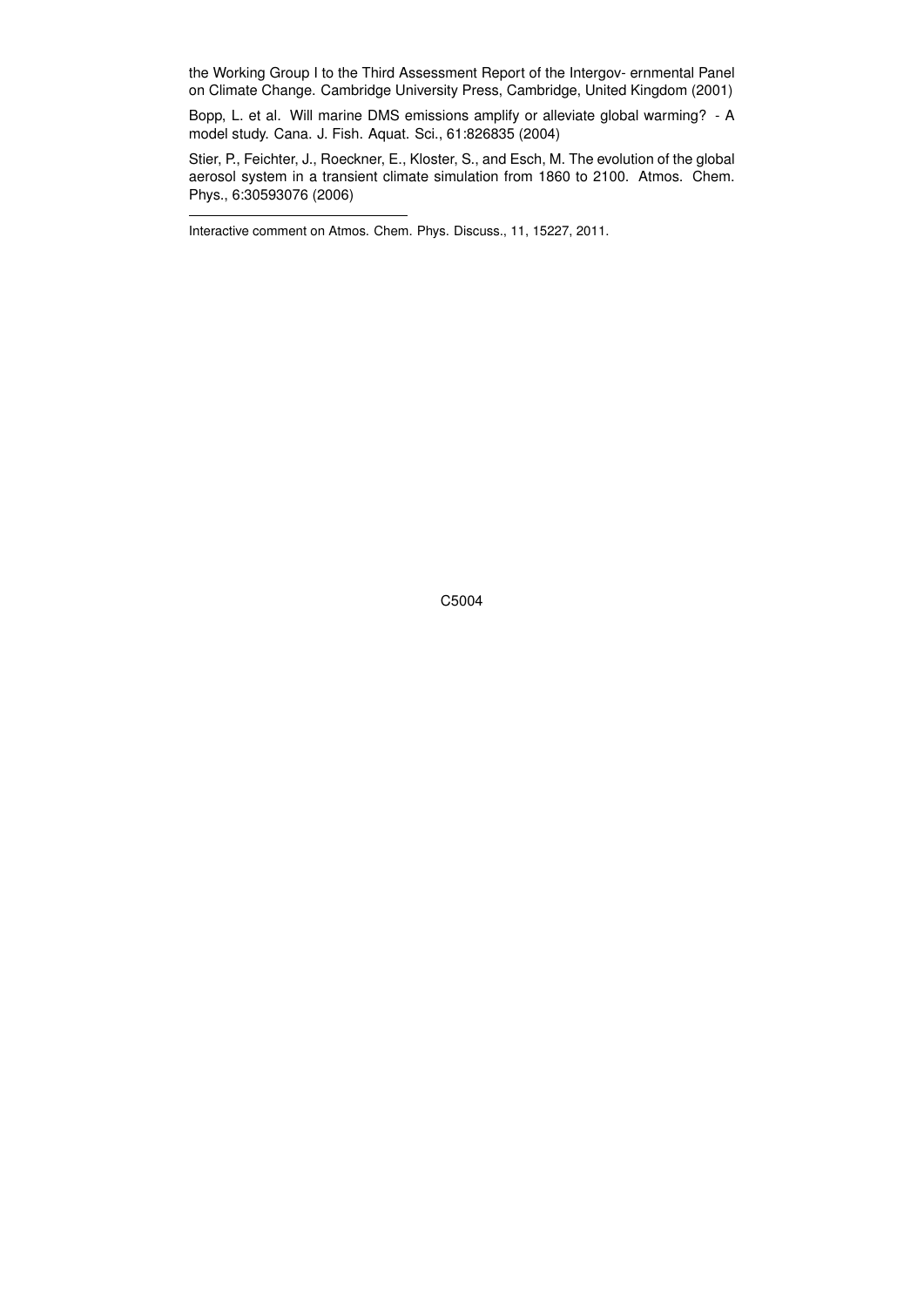the Working Group I to the Third Assessment Report of the Intergov- ernmental Panel on Climate Change. Cambridge University Press, Cambridge, United Kingdom (2001)

Bopp, L. et al. Will marine DMS emissions amplify or alleviate global warming? - A model study. Cana. J. Fish. Aquat. Sci., 61:826835 (2004)

Stier, P., Feichter, J., Roeckner, E., Kloster, S., and Esch, M. The evolution of the global aerosol system in a transient climate simulation from 1860 to 2100. Atmos. Chem. Phys., 6:30593076 (2006)

---

Interactive comment on Atmos. Chem. Phys. Discuss., 11, 15227, 2011.